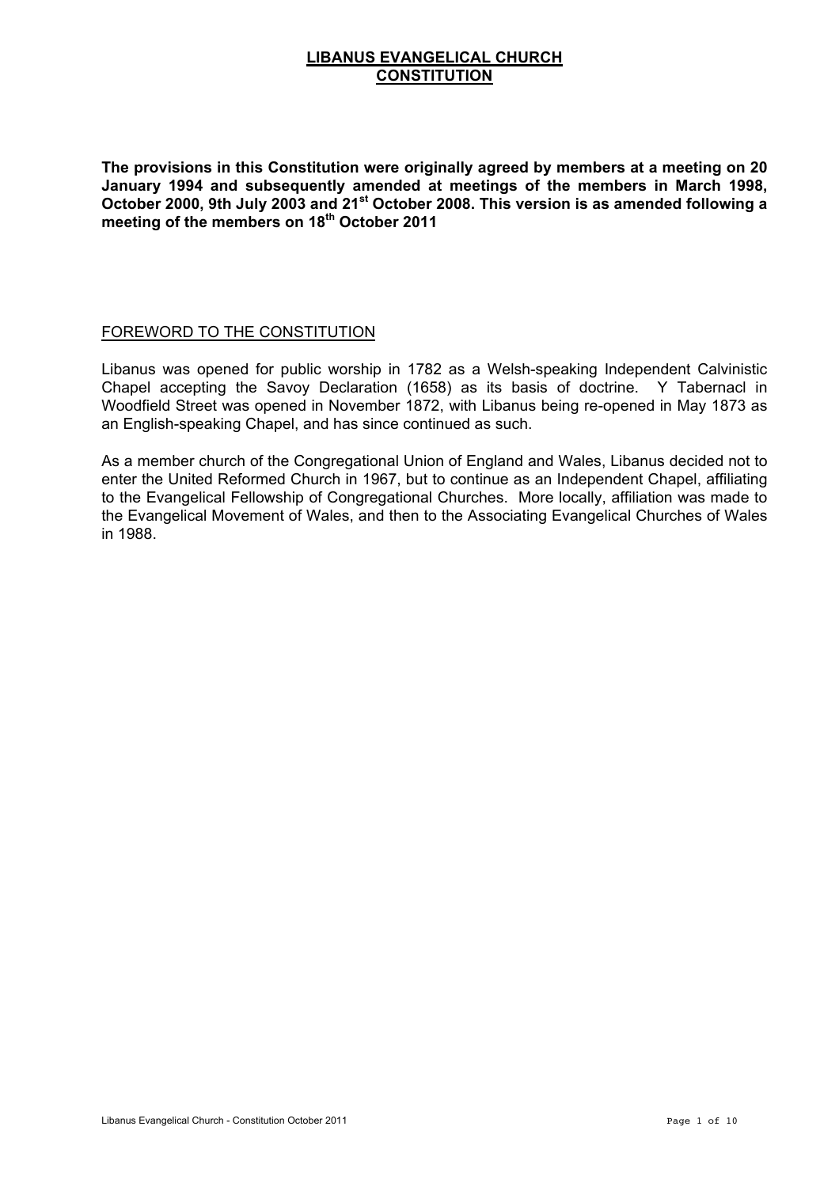# LIBANUS EVANGELICAL CHURCH CONSTITUTION

**The provisions in this Constitution were originally agreed by members at a meeting on 20 January 1994 and subsequently amended at meetings of the members in March 1998, October 2000, 9th July 2003 and 21st October 2008. This version is as amended following a meeting of the members on 18th October 2011**

## FOREWORD TO THE CONSTITUTION

Libanus was opened for public worship in 1782 as a Welsh-speaking Independent Calvinistic Chapel accepting the Savoy Declaration (1658) as its basis of doctrine. Y Tabernacl in Woodfield Street was opened in November 1872, with Libanus being re-opened in May 1873 as an English-speaking Chapel, and has since continued as such.

As a member church of the Congregational Union of England and Wales, Libanus decided not to enter the United Reformed Church in 1967, but to continue as an Independent Chapel, affiliating to the Evangelical Fellowship of Congregational Churches. More locally, affiliation was made to the Evangelical Movement of Wales, and then to the Associating Evangelical Churches of Wales in 1988.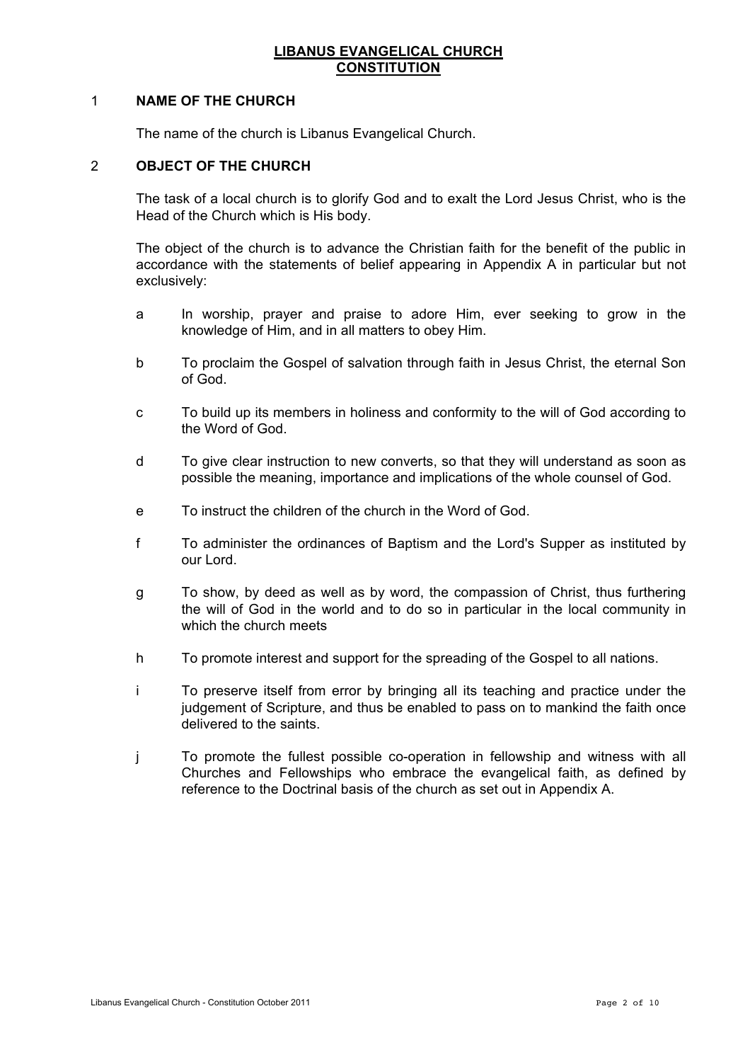# LIBANUS EVANGELICAL CHURCH CONSTITUTION

## 1 NAME OF THE CHURCH

The name of the church is Libanus Evangelical Church.

## 2 OBJECT OF THE CHURCH

The task of a local church is to glorify God and to exalt the Lord Jesus Christ, who is the Head of the Church which is His body.

The object of the church is to advance the Christian faith for the benefit of the public in accordance with the statements of belief appearing in Appendix A in particular but not exclusively:

a. In worship, prayer and praise to adore Him, ever seeking to grow in the knowledge of Him, and in all matters to obey Him.

b. To proclaim the Gospel of salvation through faith in Jesus Christ, the eternal Son of God.

c. To build up its members in holiness and conformity to the will of God according to the Word of God.

d. To give clear instruction to new converts, so that they will understand as soon as possible the meaning, importance and implications of the whole counsel of God.

e. To instruct the children of the church in the Word of God.

f. To administer the ordinances of Baptism and the Lord's Supper as instituted by our Lord.

g. To show, by deed as well as by word, the compassion of Christ, thus furthering the will of God in the world and to do so in particular in the local community in which the church meets

h. To promote interest and support for the spreading of the Gospel to all nations.

i. To preserve itself from error by bringing all its teaching and practice under the judgement of Scripture, and thus be enabled to pass on to mankind the faith once delivered to the saints.

j. To promote the fullest possible co-operation in fellowship and witness with all Churches and Fellowships who embrace the evangelical faith, as defined by reference to the Doctrinal basis of the church as set out in Appendix A.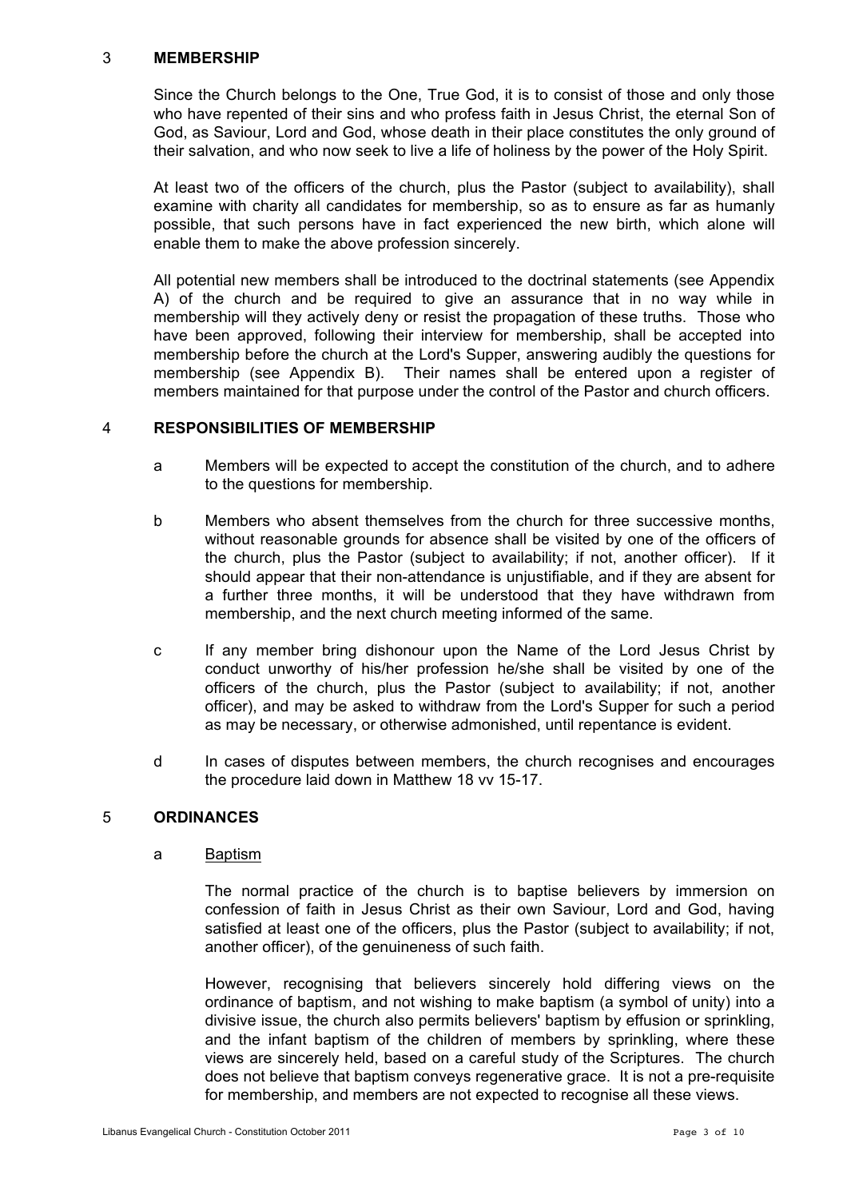## 3 MEMBERSHIP

Since the Church belongs to the One, True God, it is to consist of those and only those who have repented of their sins and who profess faith in Jesus Christ, the eternal Son of God, as Saviour, Lord and God, whose death in their place constitutes the only ground of their salvation, and who now seek to live a life of holiness by the power of the Holy Spirit.

At least two of the officers of the church, plus the Pastor (subject to availability), shall examine with charity all candidates for membership, so as to ensure as far as humanly possible, that such persons have in fact experienced the new birth, which alone will enable them to make the above profession sincerely.

All potential new members shall be introduced to the doctrinal statements (see Appendix A) of the church and be required to give an assurance that in no way while in membership will they actively deny or resist the propagation of these truths. Those who have been approved, following their interview for membership, shall be accepted into membership before the church at the Lord's Supper, answering audibly the questions for membership (see Appendix B). Their names shall be entered upon a register of members maintained for that purpose under the control of the Pastor and church officers.

## 4 RESPONSIBILITIES OF MEMBERSHIP

a Members will be expected to accept the constitution of the church, and to adhere to the questions for membership.

b Members who absent themselves from the church for three successive months, without reasonable grounds for absence shall be visited by one of the officers of the church, plus the Pastor (subject to availability; if not, another officer). If it should appear that their non-attendance is unjustifiable, and if they are absent for a further three months, it will be understood that they have withdrawn from membership, and the next church meeting informed of the same.

c If any member bring dishonour upon the Name of the Lord Jesus Christ by conduct unworthy of his/her profession he/she shall be visited by one of the officers of the church, plus the Pastor (subject to availability; if not, another officer), and may be asked to withdraw from the Lord's Supper for such a period as may be necessary, or otherwise admonished, until repentance is evident.

d In cases of disputes between members, the church recognises and encourages the procedure laid down in Matthew 18 vv 15-17.

## 5 ORDINANCES

### a Baptism

The normal practice of the church is to baptise believers by immersion on confession of faith in Jesus Christ as their own Saviour, Lord and God, having satisfied at least one of the officers, plus the Pastor (subject to availability; if not, another officer), of the genuineness of such faith.

However, recognising that believers sincerely hold differing views on the ordinance of baptism, and not wishing to make baptism (a symbol of unity) into a divisive issue, the church also permits believers' baptism by effusion or sprinkling, and the infant baptism of the children of members by sprinkling, where these views are sincerely held, based on a careful study of the Scriptures. The church does not believe that baptism conveys regenerative grace. It is not a pre-requisite for membership, and members are not expected to recognise all these views.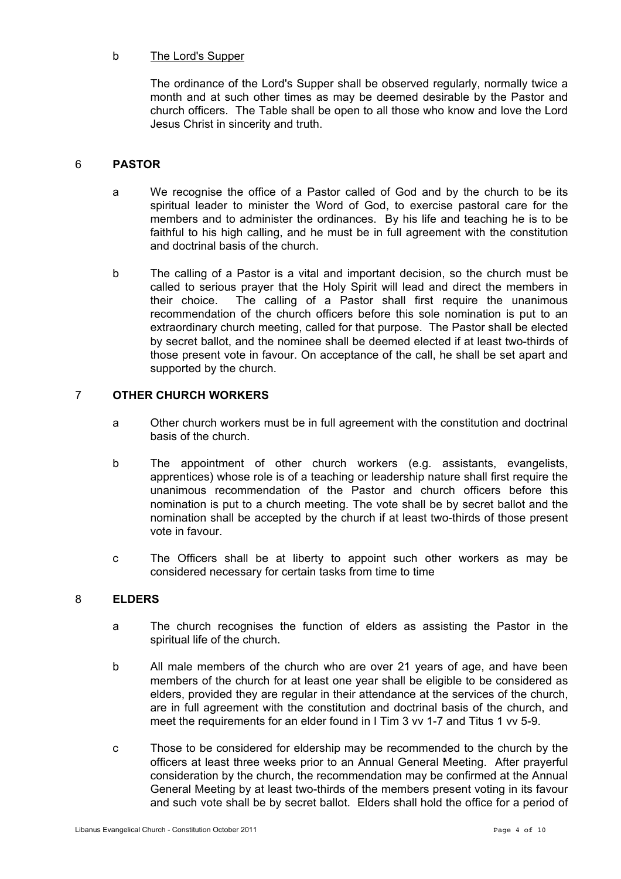b The Lord's Supper

The ordinance of the Lord's Supper shall be observed regularly, normally twice a month and at such other times as may be deemed desirable by the Pastor and church officers. The Table shall be open to all those who know and love the Lord Jesus Christ in sincerity and truth.

## 6 PASTOR

a We recognise the office of a Pastor called of God and by the church to be its spiritual leader to minister the Word of God, to exercise pastoral care for the members and to administer the ordinances. By his life and teaching he is to be faithful to his high calling, and he must be in full agreement with the constitution and doctrinal basis of the church.

b The calling of a Pastor is a vital and important decision, so the church must be called to serious prayer that the Holy Spirit will lead and direct the members in their choice. The calling of a Pastor shall first require the unanimous recommendation of the church officers before this sole nomination is put to an extraordinary church meeting, called for that purpose. The Pastor shall be elected by secret ballot, and the nominee shall be deemed elected if at least two-thirds of those present vote in favour. On acceptance of the call, he shall be set apart and supported by the church.

## 7 OTHER CHURCH WORKERS

a Other church workers must be in full agreement with the constitution and doctrinal basis of the church.

b The appointment of other church workers (e.g. assistants, evangelists, apprentices) whose role is of a teaching or leadership nature shall first require the unanimous recommendation of the Pastor and church officers before this nomination is put to a church meeting. The vote shall be by secret ballot and the nomination shall be accepted by the church if at least two-thirds of those present vote in favour.

c The Officers shall be at liberty to appoint such other workers as may be considered necessary for certain tasks from time to time

## 8 ELDERS

a The church recognises the function of elders as assisting the Pastor in the spiritual life of the church.

b All male members of the church who are over 21 years of age, and have been members of the church for at least one year shall be eligible to be considered as elders, provided they are regular in their attendance at the services of the church, are in full agreement with the constitution and doctrinal basis of the church, and meet the requirements for an elder found in I Tim 3 vv 1-7 and Titus 1 vv 5-9.

c Those to be considered for eldership may be recommended to the church by the officers at least three weeks prior to an Annual General Meeting. After prayerful consideration by the church, the recommendation may be confirmed at the Annual General Meeting by at least two-thirds of the members present voting in its favour and such vote shall be by secret ballot. Elders shall hold the office for a period of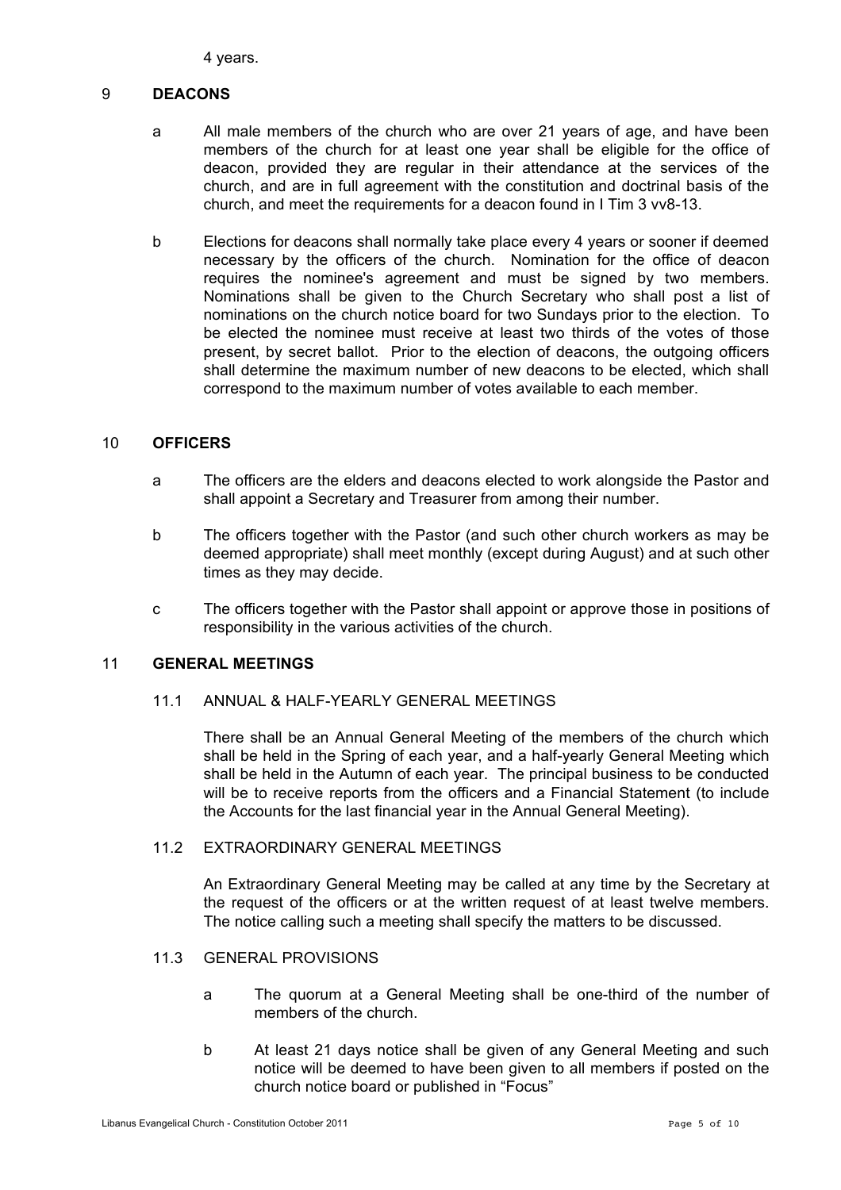4 years.

## 9 DEACONS

a All male members of the church who are over 21 years of age, and have been members of the church for at least one year shall be eligible for the office of deacon, provided they are regular in their attendance at the services of the church, and are in full agreement with the constitution and doctrinal basis of the church, and meet the requirements for a deacon found in I Tim 3 vv8-13.

b Elections for deacons shall normally take place every 4 years or sooner if deemed necessary by the officers of the church. Nomination for the office of deacon requires the nominee's agreement and must be signed by two members. Nominations shall be given to the Church Secretary who shall post a list of nominations on the church notice board for two Sundays prior to the election. To be elected the nominee must receive at least two thirds of the votes of those present, by secret ballot. Prior to the election of deacons, the outgoing officers shall determine the maximum number of new deacons to be elected, which shall correspond to the maximum number of votes available to each member.

## 10 OFFICERS

a The officers are the elders and deacons elected to work alongside the Pastor and shall appoint a Secretary and Treasurer from among their number.

b The officers together with the Pastor (and such other church workers as may be deemed appropriate) shall meet monthly (except during August) and at such other times as they may decide.

c The officers together with the Pastor shall appoint or approve those in positions of responsibility in the various activities of the church.

## 11 GENERAL MEETINGS

### 11.1 ANNUAL & HALF-YEARLY GENERAL MEETINGS

There shall be an Annual General Meeting of the members of the church which shall be held in the Spring of each year, and a half-yearly General Meeting which shall be held in the Autumn of each year. The principal business to be conducted will be to receive reports from the officers and a Financial Statement (to include the Accounts for the last financial year in the Annual General Meeting).

### 11.2 EXTRAORDINARY GENERAL MEETINGS

An Extraordinary General Meeting may be called at any time by the Secretary at the request of the officers or at the written request of at least twelve members. The notice calling such a meeting shall specify the matters to be discussed.

### 11.3 GENERAL PROVISIONS

a The quorum at a General Meeting shall be one-third of the number of members of the church.

b At least 21 days notice shall be given of any General Meeting and such notice will be deemed to have been given to all members if posted on the church notice board or published in "Focus"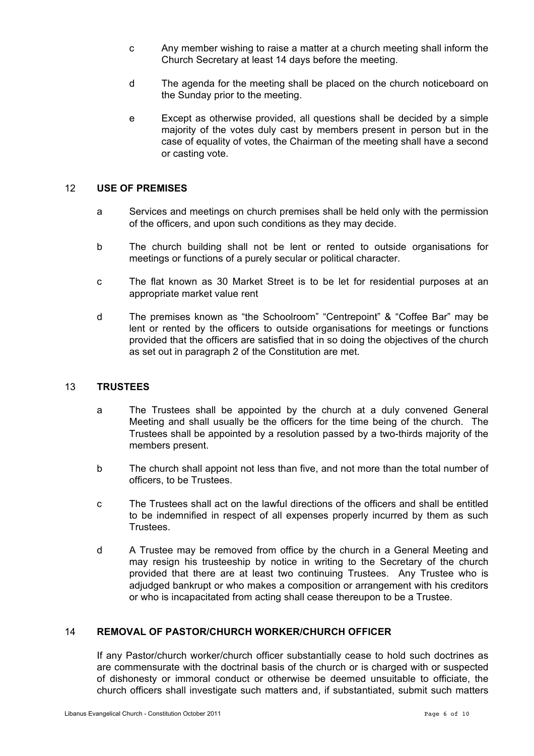c Any member wishing to raise a matter at a church meeting shall inform the Church Secretary at least 14 days before the meeting.

d The agenda for the meeting shall be placed on the church noticeboard on the Sunday prior to the meeting.

e Except as otherwise provided, all questions shall be decided by a simple majority of the votes duly cast by members present in person but in the case of equality of votes, the Chairman of the meeting shall have a second or casting vote.

## 12 USE OF PREMISES

a Services and meetings on church premises shall be held only with the permission of the officers, and upon such conditions as they may decide.

b The church building shall not be lent or rented to outside organisations for meetings or functions of a purely secular or political character.

c The flat known as 30 Market Street is to be let for residential purposes at an appropriate market value rent

d The premises known as "the Schoolroom" "Centrepoint" & "Coffee Bar" may be lent or rented by the officers to outside organisations for meetings or functions provided that the officers are satisfied that in so doing the objectives of the church as set out in paragraph 2 of the Constitution are met.

## 13 TRUSTEES

a The Trustees shall be appointed by the church at a duly convened General Meeting and shall usually be the officers for the time being of the church. The Trustees shall be appointed by a resolution passed by a two-thirds majority of the members present.

b The church shall appoint not less than five, and not more than the total number of officers, to be Trustees.

c The Trustees shall act on the lawful directions of the officers and shall be entitled to be indemnified in respect of all expenses properly incurred by them as such Trustees.

d A Trustee may be removed from office by the church in a General Meeting and may resign his trusteeship by notice in writing to the Secretary of the church provided that there are at least two continuing Trustees. Any Trustee who is adjudged bankrupt or who makes a composition or arrangement with his creditors or who is incapacitated from acting shall cease thereupon to be a Trustee.

## 14 REMOVAL OF PASTOR/CHURCH WORKER/CHURCH OFFICER

If any Pastor/church worker/church officer substantially cease to hold such doctrines as are commensurate with the doctrinal basis of the church or is charged with or suspected of dishonesty or immoral conduct or otherwise be deemed unsuitable to officiate, the church officers shall investigate such matters and, if substantiated, submit such matters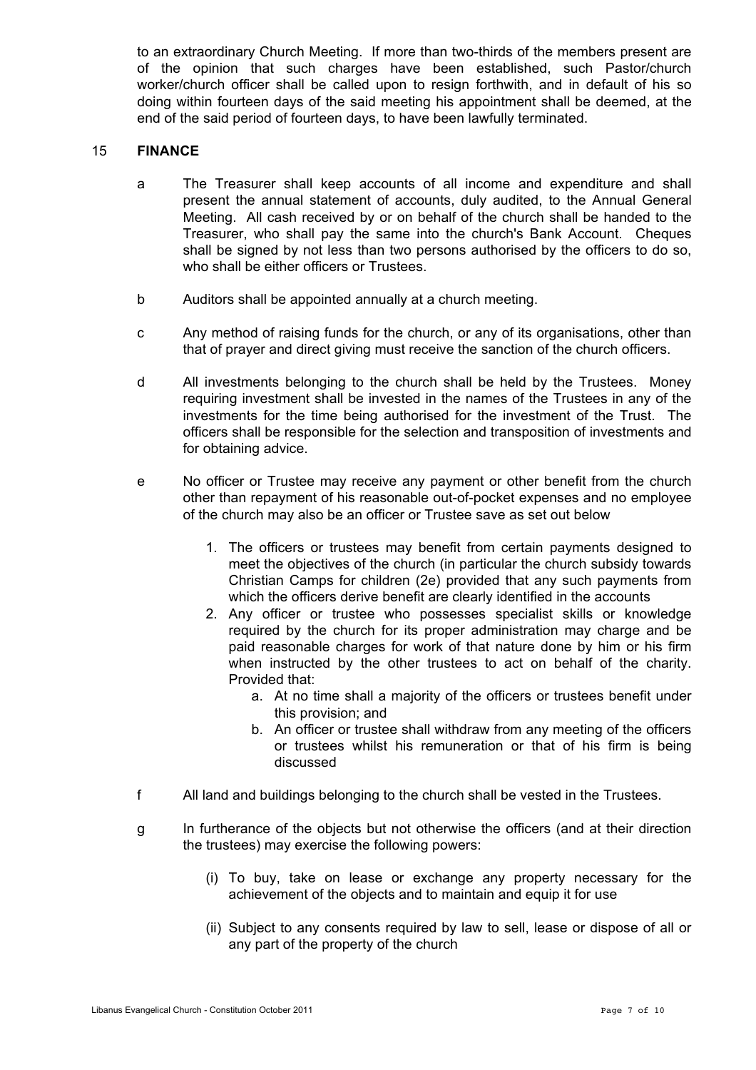to an extraordinary Church Meeting. If more than two-thirds of the members present are of the opinion that such charges have been established, such Pastor/church worker/church officer shall be called upon to resign forthwith, and in default of his so doing within fourteen days of the said meeting his appointment shall be deemed, at the end of the said period of fourteen days, to have been lawfully terminated.

## 15 FINANCE

a The Treasurer shall keep accounts of all income and expenditure and shall present the annual statement of accounts, duly audited, to the Annual General Meeting. All cash received by or on behalf of the church shall be handed to the Treasurer, who shall pay the same into the church's Bank Account. Cheques shall be signed by not less than two persons authorised by the officers to do so, who shall be either officers or Trustees.

b Auditors shall be appointed annually at a church meeting.

c Any method of raising funds for the church, or any of its organisations, other than that of prayer and direct giving must receive the sanction of the church officers.

d All investments belonging to the church shall be held by the Trustees. Money requiring investment shall be invested in the names of the Trustees in any of the investments for the time being authorised for the investment of the Trust. The officers shall be responsible for the selection and transposition of investments and for obtaining advice.

e No officer or Trustee may receive any payment or other benefit from the church other than repayment of his reasonable out-of-pocket expenses and no employee of the church may also be an officer or Trustee save as set out below

1. The officers or trustees may benefit from certain payments designed to meet the objectives of the church (in particular the church subsidy towards Christian Camps for children (2e) provided that any such payments from which the officers derive benefit are clearly identified in the accounts
2. Any officer or trustee who possesses specialist skills or knowledge required by the church for its proper administration may charge and be paid reasonable charges for work of that nature done by him or his firm when instructed by the other trustees to act on behalf of the charity. Provided that:
   a. At no time shall a majority of the officers or trustees benefit under this provision; and
   b. An officer or trustee shall withdraw from any meeting of the officers or trustees whilst his remuneration or that of his firm is being discussed

f All land and buildings belonging to the church shall be vested in the Trustees.

g In furtherance of the objects but not otherwise the officers (and at their direction the trustees) may exercise the following powers:

(i) To buy, take on lease or exchange any property necessary for the achievement of the objects and to maintain and equip it for use

(ii) Subject to any consents required by law to sell, lease or dispose of all or any part of the property of the church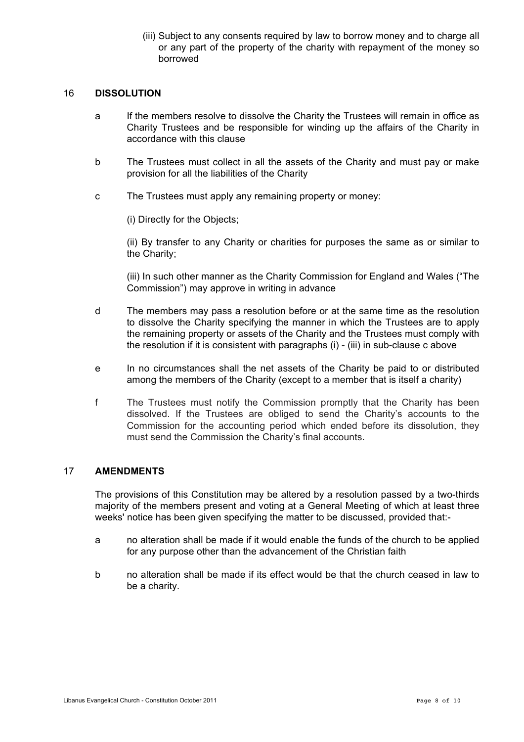(iii) Subject to any consents required by law to borrow money and to charge all or any part of the property of the charity with repayment of the money so borrowed

## 16 DISSOLUTION

a If the members resolve to dissolve the Charity the Trustees will remain in office as Charity Trustees and be responsible for winding up the affairs of the Charity in accordance with this clause

b The Trustees must collect in all the assets of the Charity and must pay or make provision for all the liabilities of the Charity

c The Trustees must apply any remaining property or money:

(i) Directly for the Objects;

(ii) By transfer to any Charity or charities for purposes the same as or similar to the Charity;

(iii) In such other manner as the Charity Commission for England and Wales ("The Commission") may approve in writing in advance

d The members may pass a resolution before or at the same time as the resolution to dissolve the Charity specifying the manner in which the Trustees are to apply the remaining property or assets of the Charity and the Trustees must comply with the resolution if it is consistent with paragraphs (i) - (iii) in sub-clause c above

e In no circumstances shall the net assets of the Charity be paid to or distributed among the members of the Charity (except to a member that is itself a charity)

f The Trustees must notify the Commission promptly that the Charity has been dissolved. If the Trustees are obliged to send the Charity's accounts to the Commission for the accounting period which ended before its dissolution, they must send the Commission the Charity's final accounts.

## 17 AMENDMENTS

The provisions of this Constitution may be altered by a resolution passed by a two-thirds majority of the members present and voting at a General Meeting of which at least three weeks' notice has been given specifying the matter to be discussed, provided that:-

a no alteration shall be made if it would enable the funds of the church to be applied for any purpose other than the advancement of the Christian faith

b no alteration shall be made if its effect would be that the church ceased in law to be a charity.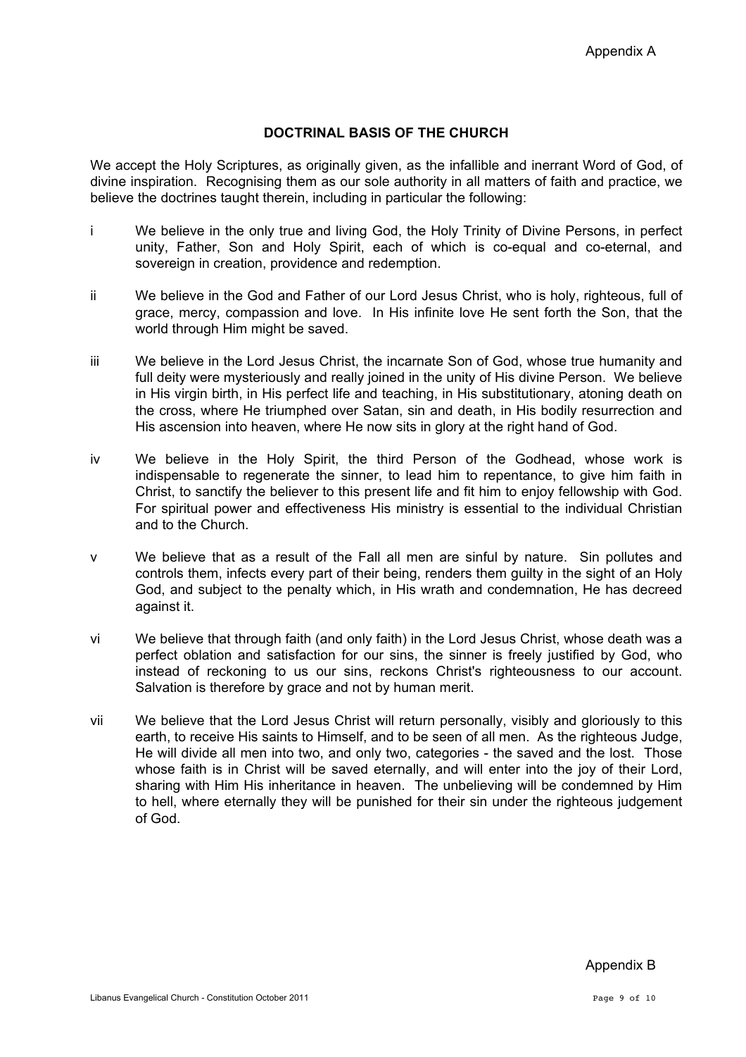Appendix A

## DOCTRINAL BASIS OF THE CHURCH

We accept the Holy Scriptures, as originally given, as the infallible and inerrant Word of God, of divine inspiration. Recognising them as our sole authority in all matters of faith and practice, we believe the doctrines taught therein, including in particular the following:

i We believe in the only true and living God, the Holy Trinity of Divine Persons, in perfect unity, Father, Son and Holy Spirit, each of which is co-equal and co-eternal, and sovereign in creation, providence and redemption.

ii We believe in the God and Father of our Lord Jesus Christ, who is holy, righteous, full of grace, mercy, compassion and love. In His infinite love He sent forth the Son, that the world through Him might be saved.

iii We believe in the Lord Jesus Christ, the incarnate Son of God, whose true humanity and full deity were mysteriously and really joined in the unity of His divine Person. We believe in His virgin birth, in His perfect life and teaching, in His substitutionary, atoning death on the cross, where He triumphed over Satan, sin and death, in His bodily resurrection and His ascension into heaven, where He now sits in glory at the right hand of God.

iv We believe in the Holy Spirit, the third Person of the Godhead, whose work is indispensable to regenerate the sinner, to lead him to repentance, to give him faith in Christ, to sanctify the believer to this present life and fit him to enjoy fellowship with God. For spiritual power and effectiveness His ministry is essential to the individual Christian and to the Church.

v We believe that as a result of the Fall all men are sinful by nature. Sin pollutes and controls them, infects every part of their being, renders them guilty in the sight of an Holy God, and subject to the penalty which, in His wrath and condemnation, He has decreed against it.

vi We believe that through faith (and only faith) in the Lord Jesus Christ, whose death was a perfect oblation and satisfaction for our sins, the sinner is freely justified by God, who instead of reckoning to us our sins, reckons Christ's righteousness to our account. Salvation is therefore by grace and not by human merit.

vii We believe that the Lord Jesus Christ will return personally, visibly and gloriously to this earth, to receive His saints to Himself, and to be seen of all men. As the righteous Judge, He will divide all men into two, and only two, categories - the saved and the lost. Those whose faith is in Christ will be saved eternally, and will enter into the joy of their Lord, sharing with Him His inheritance in heaven. The unbelieving will be condemned by Him to hell, where eternally they will be punished for their sin under the righteous judgement of God.

Appendix B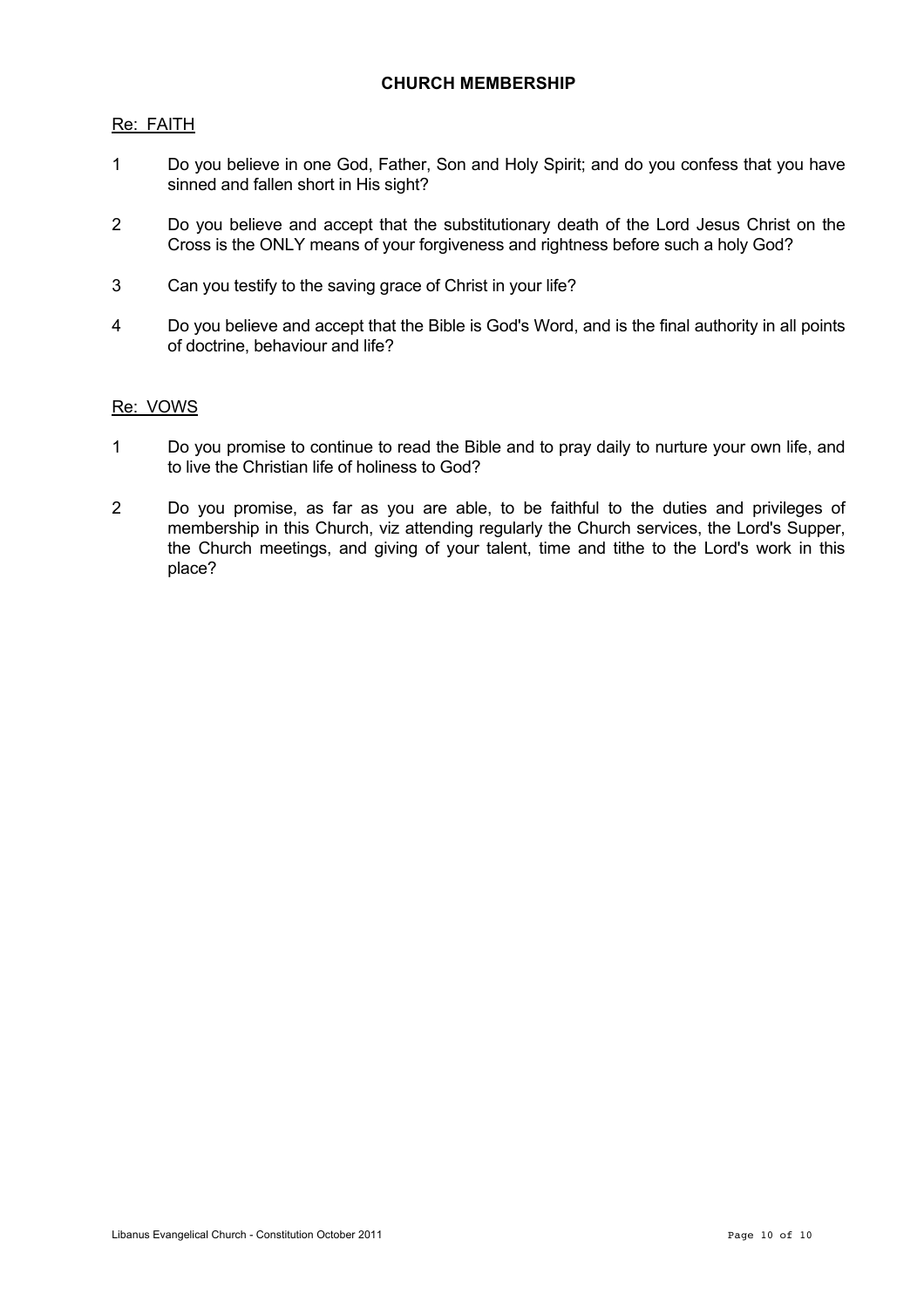## CHURCH MEMBERSHIP

Re: FAITH

1. Do you believe in one God, Father, Son and Holy Spirit; and do you confess that you have sinned and fallen short in His sight?

2. Do you believe and accept that the substitutionary death of the Lord Jesus Christ on the Cross is the ONLY means of your forgiveness and rightness before such a holy God?

3. Can you testify to the saving grace of Christ in your life?

4. Do you believe and accept that the Bible is God's Word, and is the final authority in all points of doctrine, behaviour and life?

Re: VOWS

1. Do you promise to continue to read the Bible and to pray daily to nurture your own life, and to live the Christian life of holiness to God?

2. Do you promise, as far as you are able, to be faithful to the duties and privileges of membership in this Church, viz attending regularly the Church services, the Lord's Supper, the Church meetings, and giving of your talent, time and tithe to the Lord's work in this place?